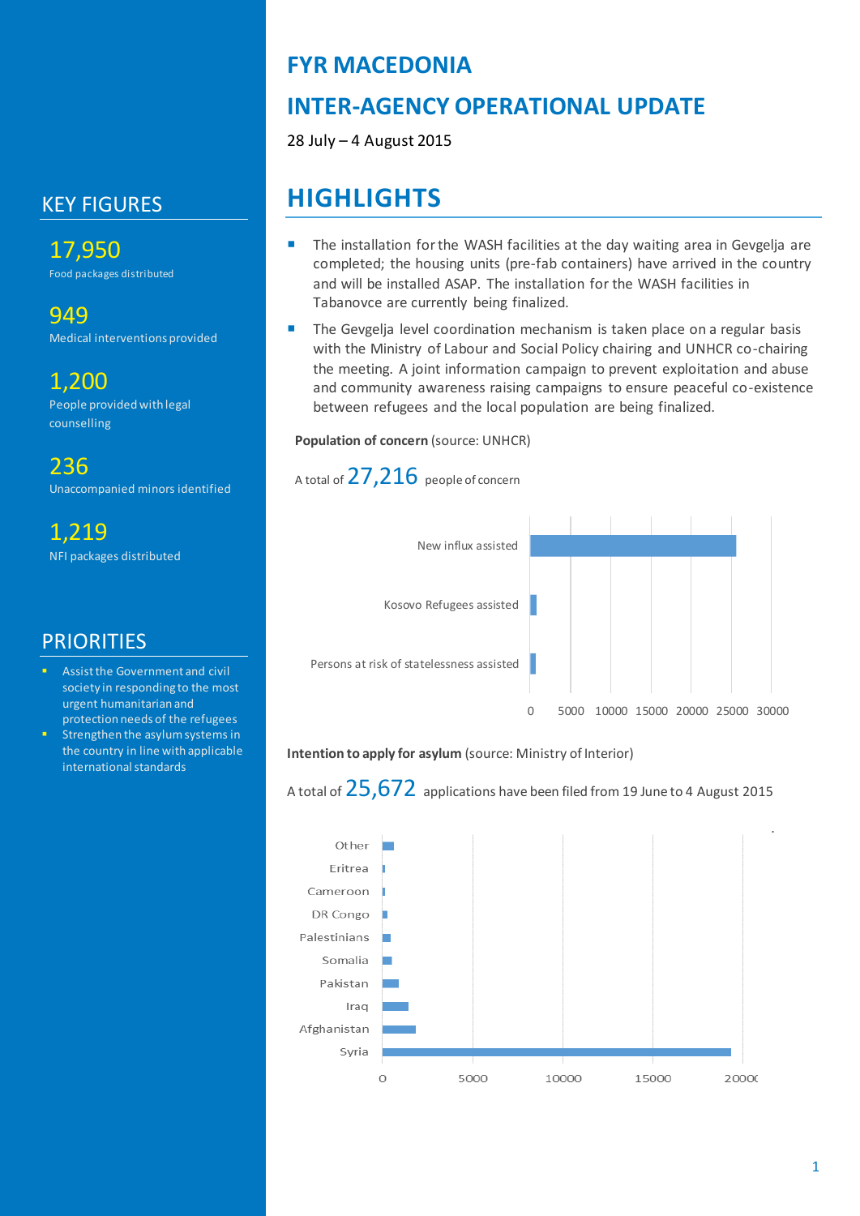# FYR MACEDONIA

# INTER-AGENCY OPERATIONAL UPDATE

28 July – 4 August 2015

## KEY FIGURES

**17,950**
Food packages distributed

**949**
Medical interventions provided

**1,200**
People provided with legal counselling

**236**
Unaccompanied minors identified

**1,219**
NFI packages distributed

## PRIORITIES

- Assist the Government and civil society in responding to the most urgent humanitarian and protection needs of the refugees
- Strengthen the asylum systems in the country in line with applicable international standards

## HIGHLIGHTS

- The installation for the WASH facilities at the day waiting area in Gevgelja are completed; the housing units (pre-fab containers) have arrived in the country and will be installed ASAP. The installation for the WASH facilities in Tabanovce are currently being finalized.
- The Gevgelja level coordination mechanism is taken place on a regular basis with the Ministry of Labour and Social Policy chairing and UNHCR co-chairing the meeting. A joint information campaign to prevent exploitation and abuse and community awareness raising campaigns to ensure peaceful co-existence between refugees and the local population are being finalized.

**Population of concern** (source: UNHCR)

A total of **27,216** people of concern

Categories: New influx assisted; Kosovo Refugees assisted; Persons at risk of statelessness assisted

Axis: 0, 5000, 10000, 15000, 20000, 25000, 30000

**Intention to apply for asylum** (source: Ministry of Interior)

A total of **25,672** applications have been filed from 19 June to 4 August 2015

Categories: Other; Eritrea; Cameroon; DR Congo; Palestinians; Somalia; Pakistan; Iraq; Afghanistan; Syria

Axis: 0, 5000, 10000, 15000, 20000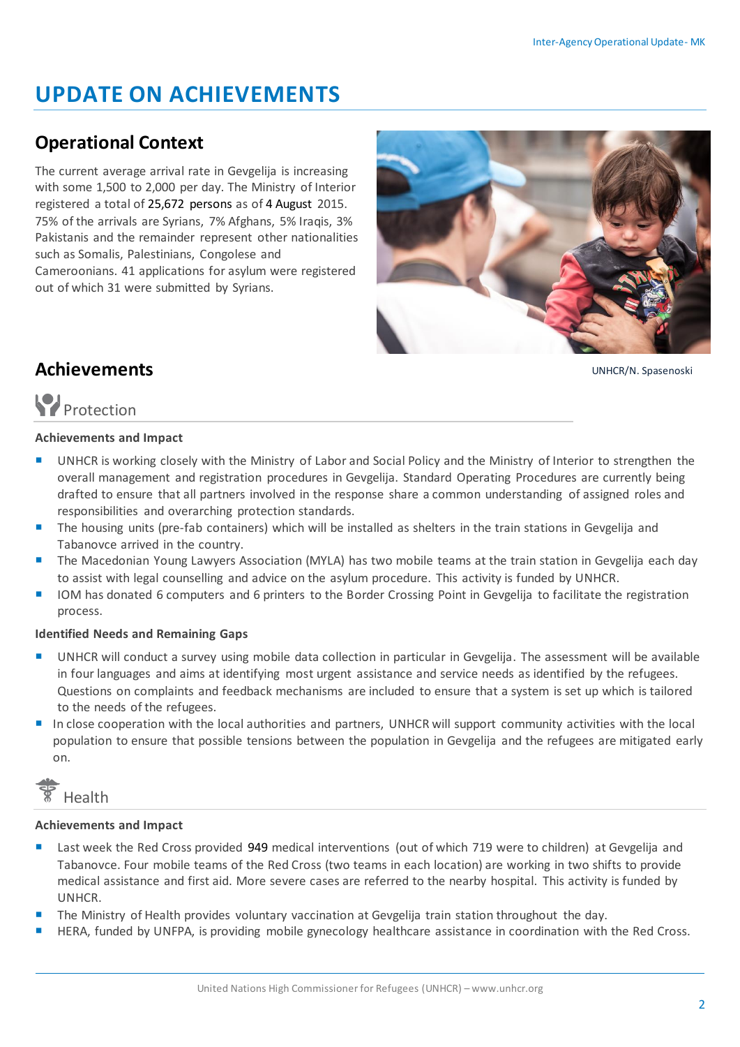# UPDATE ON ACHIEVEMENTS

## Operational Context

The current average arrival rate in Gevgelija is increasing with some 1,500 to 2,000 per day. The Ministry of Interior registered a total of 25,672 persons as of 4 August 2015. 75% of the arrivals are Syrians, 7% Afghans, 5% Iraqis, 3% Pakistanis and the remainder represent other nationalities such as Somalis, Palestinians, Congolese and Cameroonians. 41 applications for asylum were registered out of which 31 were submitted by Syrians.

UNHCR/N. Spasenoski

## Achievements

### Protection

**Achievements and Impact**

- UNHCR is working closely with the Ministry of Labor and Social Policy and the Ministry of Interior to strengthen the overall management and registration procedures in Gevgelija. Standard Operating Procedures are currently being drafted to ensure that all partners involved in the response share a common understanding of assigned roles and responsibilities and overarching protection standards.
- The housing units (pre-fab containers) which will be installed as shelters in the train stations in Gevgelija and Tabanovce arrived in the country.
- The Macedonian Young Lawyers Association (MYLA) has two mobile teams at the train station in Gevgelija each day to assist with legal counselling and advice on the asylum procedure. This activity is funded by UNHCR.
- IOM has donated 6 computers and 6 printers to the Border Crossing Point in Gevgelija to facilitate the registration process.

**Identified Needs and Remaining Gaps**

- UNHCR will conduct a survey using mobile data collection in particular in Gevgelija. The assessment will be available in four languages and aims at identifying most urgent assistance and service needs as identified by the refugees. Questions on complaints and feedback mechanisms are included to ensure that a system is set up which is tailored to the needs of the refugees.
- In close cooperation with the local authorities and partners, UNHCR will support community activities with the local population to ensure that possible tensions between the population in Gevgelija and the refugees are mitigated early on.

### Health

**Achievements and Impact**

- Last week the Red Cross provided 949 medical interventions (out of which 719 were to children) at Gevgelija and Tabanovce. Four mobile teams of the Red Cross (two teams in each location) are working in two shifts to provide medical assistance and first aid. More severe cases are referred to the nearby hospital. This activity is funded by UNHCR.
- The Ministry of Health provides voluntary vaccination at Gevgelija train station throughout the day.
- HERA, funded by UNFPA, is providing mobile gynecology healthcare assistance in coordination with the Red Cross.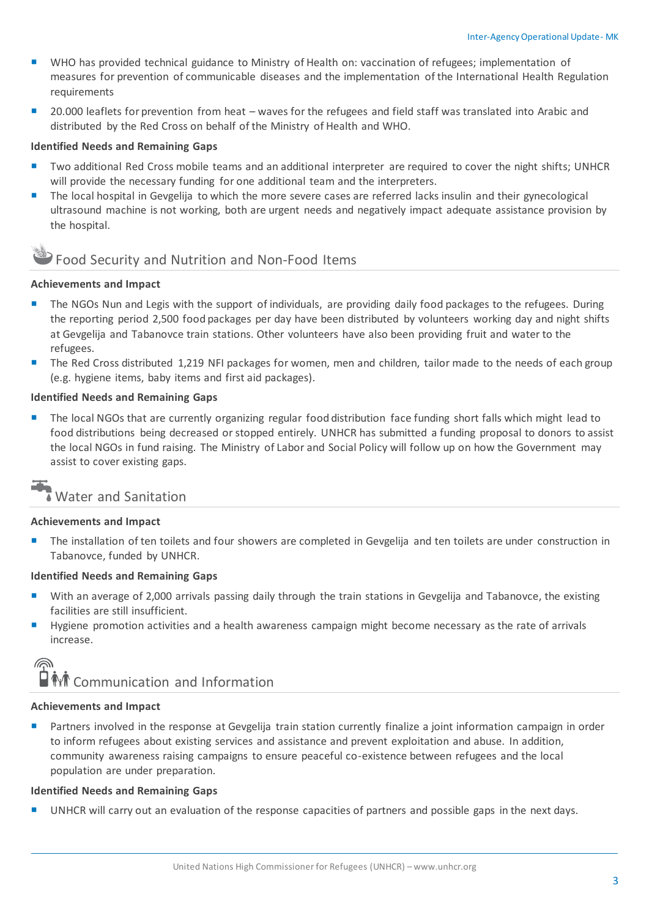- WHO has provided technical guidance to Ministry of Health on: vaccination of refugees; implementation of measures for prevention of communicable diseases and the implementation of the International Health Regulation requirements
- 20.000 leaflets for prevention from heat – waves for the refugees and field staff was translated into Arabic and distributed by the Red Cross on behalf of the Ministry of Health and WHO.

**Identified Needs and Remaining Gaps**

- Two additional Red Cross mobile teams and an additional interpreter are required to cover the night shifts; UNHCR will provide the necessary funding for one additional team and the interpreters.
- The local hospital in Gevgelija to which the more severe cases are referred lacks insulin and their gynecological ultrasound machine is not working, both are urgent needs and negatively impact adequate assistance provision by the hospital.

## Food Security and Nutrition and Non-Food Items

**Achievements and Impact**

- The NGOs Nun and Legis with the support of individuals, are providing daily food packages to the refugees. During the reporting period 2,500 food packages per day have been distributed by volunteers working day and night shifts at Gevgelija and Tabanovce train stations. Other volunteers have also been providing fruit and water to the refugees.
- The Red Cross distributed 1,219 NFI packages for women, men and children, tailor made to the needs of each group (e.g. hygiene items, baby items and first aid packages).

**Identified Needs and Remaining Gaps**

- The local NGOs that are currently organizing regular food distribution face funding short falls which might lead to food distributions being decreased or stopped entirely. UNHCR has submitted a funding proposal to donors to assist the local NGOs in fund raising. The Ministry of Labor and Social Policy will follow up on how the Government may assist to cover existing gaps.

## Water and Sanitation

**Achievements and Impact**

- The installation of ten toilets and four showers are completed in Gevgelija and ten toilets are under construction in Tabanovce, funded by UNHCR.

**Identified Needs and Remaining Gaps**

- With an average of 2,000 arrivals passing daily through the train stations in Gevgelija and Tabanovce, the existing facilities are still insufficient.
- Hygiene promotion activities and a health awareness campaign might become necessary as the rate of arrivals increase.

## Communication and Information

**Achievements and Impact**

- Partners involved in the response at Gevgelija train station currently finalize a joint information campaign in order to inform refugees about existing services and assistance and prevent exploitation and abuse. In addition, community awareness raising campaigns to ensure peaceful co-existence between refugees and the local population are under preparation.

**Identified Needs and Remaining Gaps**

- UNHCR will carry out an evaluation of the response capacities of partners and possible gaps in the next days.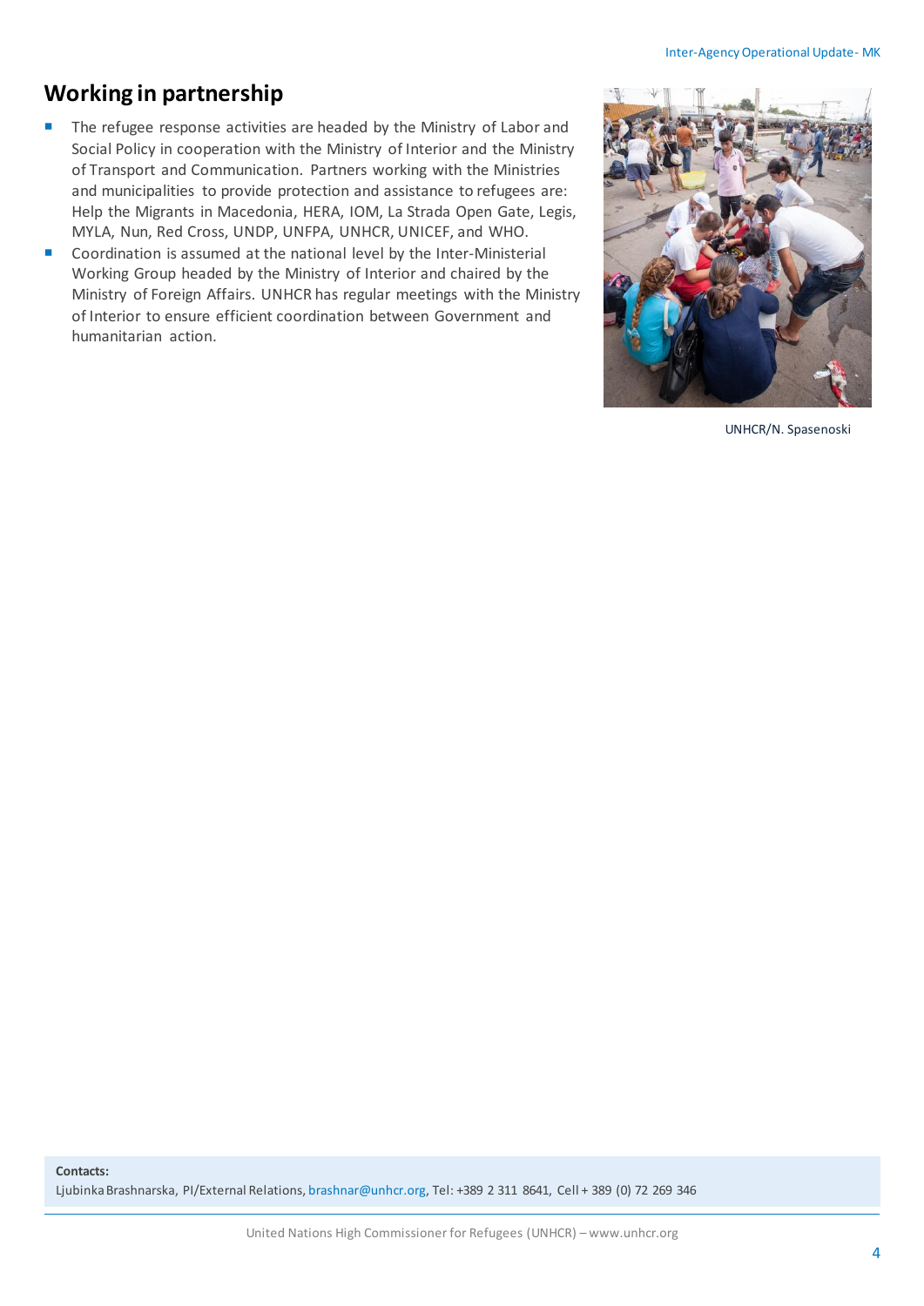## Working in partnership

- The refugee response activities are headed by the Ministry of Labor and Social Policy in cooperation with the Ministry of Interior and the Ministry of Transport and Communication. Partners working with the Ministries and municipalities to provide protection and assistance to refugees are: Help the Migrants in Macedonia, HERA, IOM, La Strada Open Gate, Legis, MYLA, Nun, Red Cross, UNDP, UNFPA, UNHCR, UNICEF, and WHO.
- Coordination is assumed at the national level by the Inter-Ministerial Working Group headed by the Ministry of Interior and chaired by the Ministry of Foreign Affairs. UNHCR has regular meetings with the Ministry of Interior to ensure efficient coordination between Government and humanitarian action.

UNHCR/N. Spasenoski

**Contacts:**
Ljubinka Brashnarska, PI/External Relations, brashnar@unhcr.org, Tel: +389 2 311 8641, Cell + 389 (0) 72 269 346